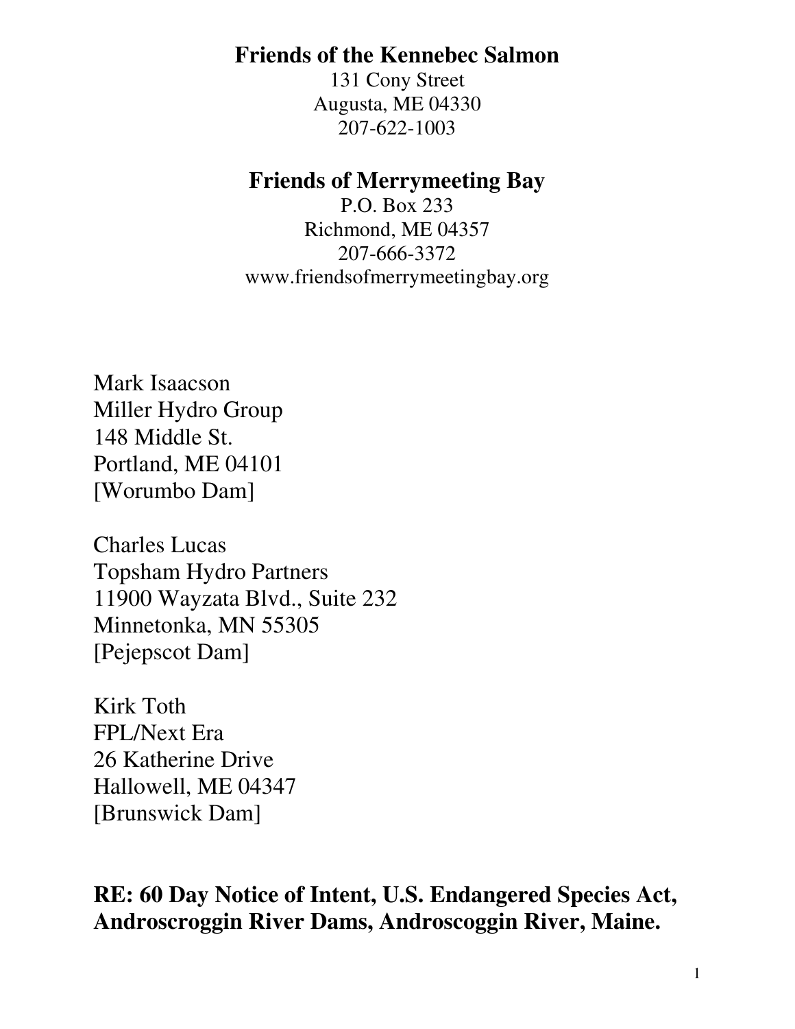**Friends of the Kennebec Salmon**
131 Cony Street
Augusta, ME 04330
207-622-1003

**Friends of Merrymeeting Bay**
P.O. Box 233
Richmond, ME 04357
207-666-3372
www.friendsofmerrymeetingbay.org

Mark Isaacson
Miller Hydro Group
148 Middle St.
Portland, ME 04101
[Worumbo Dam]

Charles Lucas
Topsham Hydro Partners
11900 Wayzata Blvd., Suite 232
Minnetonka, MN 55305
[Pejepscot Dam]

Kirk Toth
FPL/Next Era
26 Katherine Drive
Hallowell, ME 04347
[Brunswick Dam]

## RE: 60 Day Notice of Intent, U.S. Endangered Species Act, Androscroggin River Dams, Androscoggin River, Maine.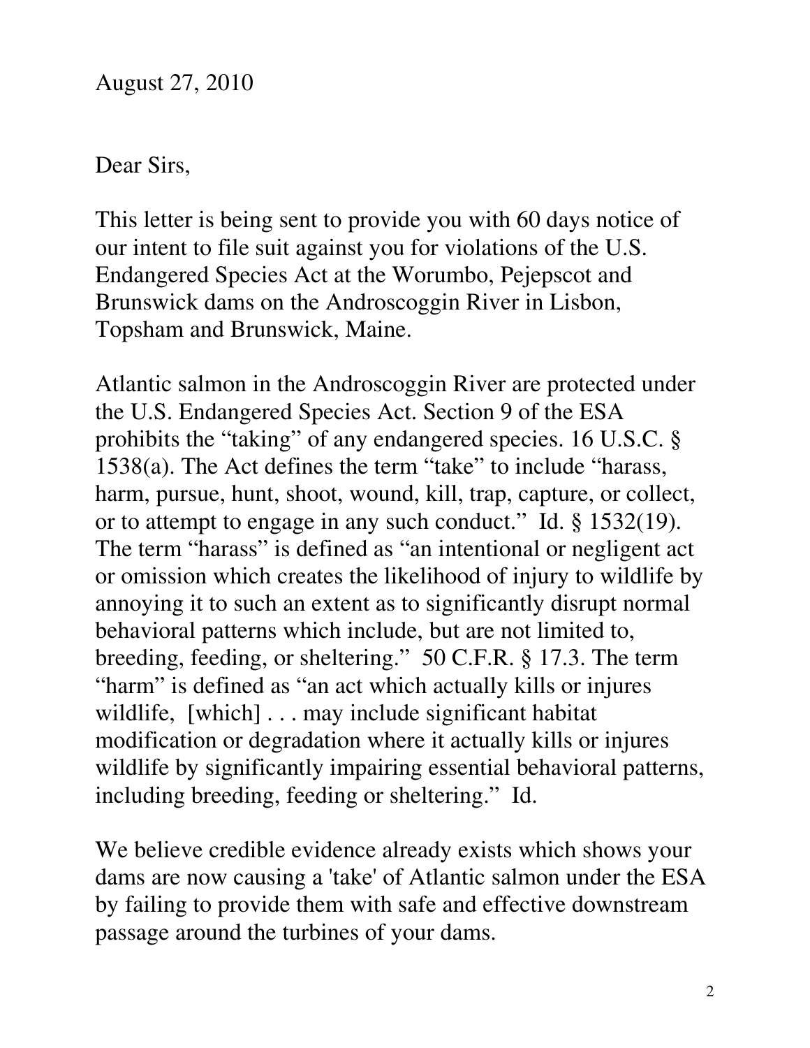August 27, 2010

Dear Sirs,

This letter is being sent to provide you with 60 days notice of our intent to file suit against you for violations of the U.S. Endangered Species Act at the Worumbo, Pejepscot and Brunswick dams on the Androscoggin River in Lisbon, Topsham and Brunswick, Maine.

Atlantic salmon in the Androscoggin River are protected under the U.S. Endangered Species Act. Section 9 of the ESA prohibits the "taking" of any endangered species. 16 U.S.C. § 1538(a). The Act defines the term "take" to include "harass, harm, pursue, hunt, shoot, wound, kill, trap, capture, or collect, or to attempt to engage in any such conduct." Id. § 1532(19). The term "harass" is defined as "an intentional or negligent act or omission which creates the likelihood of injury to wildlife by annoying it to such an extent as to significantly disrupt normal behavioral patterns which include, but are not limited to, breeding, feeding, or sheltering." 50 C.F.R. § 17.3. The term "harm" is defined as "an act which actually kills or injures wildlife, [which] . . . may include significant habitat modification or degradation where it actually kills or injures wildlife by significantly impairing essential behavioral patterns, including breeding, feeding or sheltering." Id.

We believe credible evidence already exists which shows your dams are now causing a 'take' of Atlantic salmon under the ESA by failing to provide them with safe and effective downstream passage around the turbines of your dams.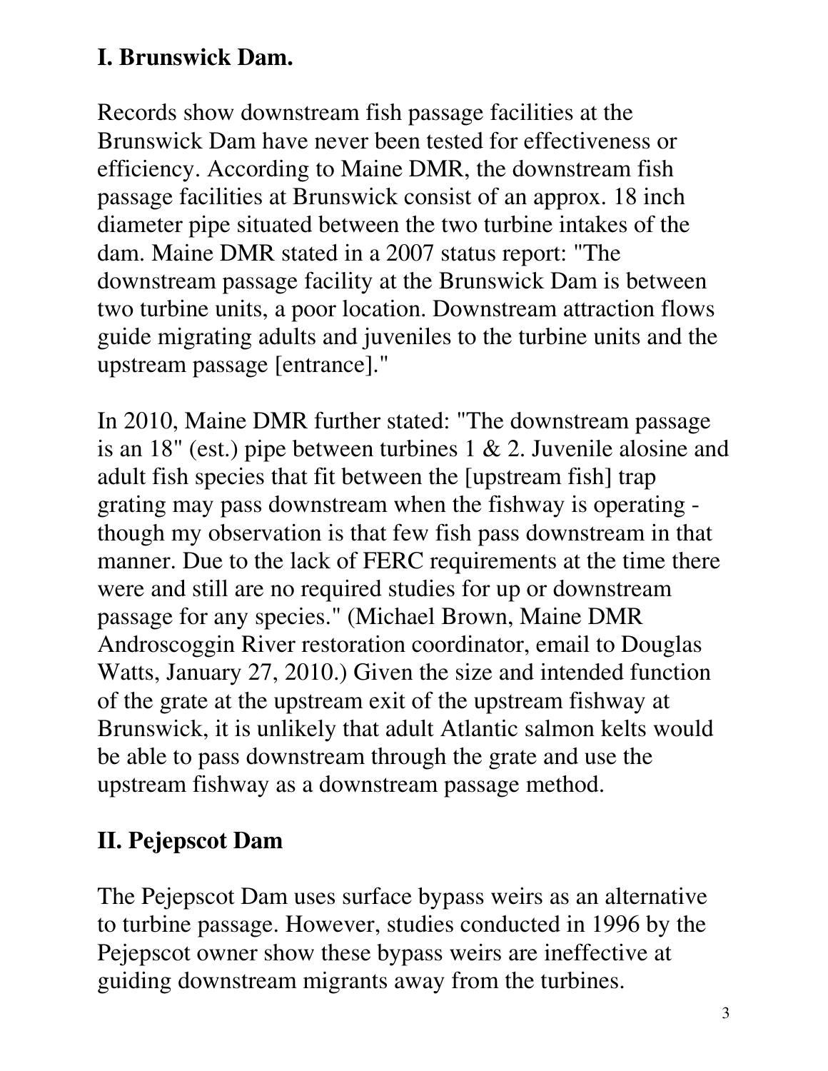## I. Brunswick Dam.

Records show downstream fish passage facilities at the Brunswick Dam have never been tested for effectiveness or efficiency. According to Maine DMR, the downstream fish passage facilities at Brunswick consist of an approx. 18 inch diameter pipe situated between the two turbine intakes of the dam. Maine DMR stated in a 2007 status report: "The downstream passage facility at the Brunswick Dam is between two turbine units, a poor location. Downstream attraction flows guide migrating adults and juveniles to the turbine units and the upstream passage [entrance]."

In 2010, Maine DMR further stated: "The downstream passage is an 18" (est.) pipe between turbines 1 & 2. Juvenile alosine and adult fish species that fit between the [upstream fish] trap grating may pass downstream when the fishway is operating - though my observation is that few fish pass downstream in that manner. Due to the lack of FERC requirements at the time there were and still are no required studies for up or downstream passage for any species." (Michael Brown, Maine DMR Androscoggin River restoration coordinator, email to Douglas Watts, January 27, 2010.) Given the size and intended function of the grate at the upstream exit of the upstream fishway at Brunswick, it is unlikely that adult Atlantic salmon kelts would be able to pass downstream through the grate and use the upstream fishway as a downstream passage method.

## II. Pejepscot Dam

The Pejepscot Dam uses surface bypass weirs as an alternative to turbine passage. However, studies conducted in 1996 by the Pejepscot owner show these bypass weirs are ineffective at guiding downstream migrants away from the turbines.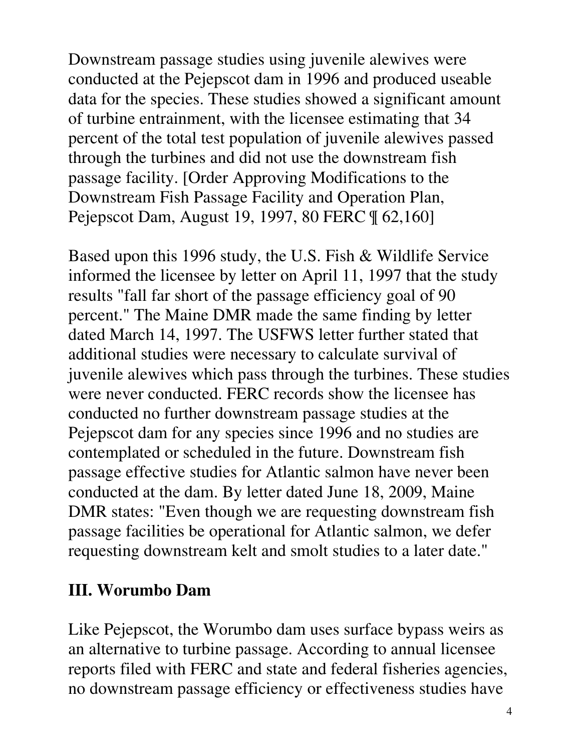Downstream passage studies using juvenile alewives were conducted at the Pejepscot dam in 1996 and produced useable data for the species. These studies showed a significant amount of turbine entrainment, with the licensee estimating that 34 percent of the total test population of juvenile alewives passed through the turbines and did not use the downstream fish passage facility. [Order Approving Modifications to the Downstream Fish Passage Facility and Operation Plan, Pejepscot Dam, August 19, 1997, 80 FERC ¶ 62,160]

Based upon this 1996 study, the U.S. Fish & Wildlife Service informed the licensee by letter on April 11, 1997 that the study results "fall far short of the passage efficiency goal of 90 percent." The Maine DMR made the same finding by letter dated March 14, 1997. The USFWS letter further stated that additional studies were necessary to calculate survival of juvenile alewives which pass through the turbines. These studies were never conducted. FERC records show the licensee has conducted no further downstream passage studies at the Pejepscot dam for any species since 1996 and no studies are contemplated or scheduled in the future. Downstream fish passage effective studies for Atlantic salmon have never been conducted at the dam. By letter dated June 18, 2009, Maine DMR states: "Even though we are requesting downstream fish passage facilities be operational for Atlantic salmon, we defer requesting downstream kelt and smolt studies to a later date."

## III. Worumbo Dam

Like Pejepscot, the Worumbo dam uses surface bypass weirs as an alternative to turbine passage. According to annual licensee reports filed with FERC and state and federal fisheries agencies, no downstream passage efficiency or effectiveness studies have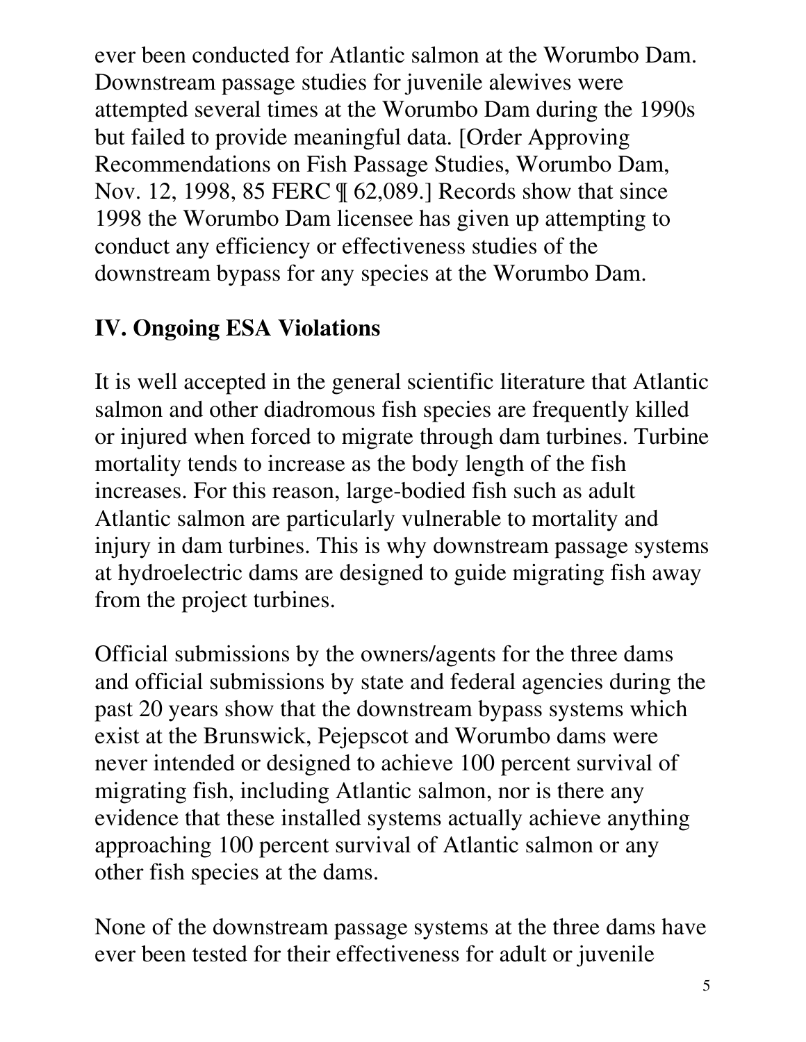ever been conducted for Atlantic salmon at the Worumbo Dam. Downstream passage studies for juvenile alewives were attempted several times at the Worumbo Dam during the 1990s but failed to provide meaningful data. [Order Approving Recommendations on Fish Passage Studies, Worumbo Dam, Nov. 12, 1998, 85 FERC ¶ 62,089.] Records show that since 1998 the Worumbo Dam licensee has given up attempting to conduct any efficiency or effectiveness studies of the downstream bypass for any species at the Worumbo Dam.

## IV. Ongoing ESA Violations

It is well accepted in the general scientific literature that Atlantic salmon and other diadromous fish species are frequently killed or injured when forced to migrate through dam turbines. Turbine mortality tends to increase as the body length of the fish increases. For this reason, large-bodied fish such as adult Atlantic salmon are particularly vulnerable to mortality and injury in dam turbines. This is why downstream passage systems at hydroelectric dams are designed to guide migrating fish away from the project turbines.

Official submissions by the owners/agents for the three dams and official submissions by state and federal agencies during the past 20 years show that the downstream bypass systems which exist at the Brunswick, Pejepscot and Worumbo dams were never intended or designed to achieve 100 percent survival of migrating fish, including Atlantic salmon, nor is there any evidence that these installed systems actually achieve anything approaching 100 percent survival of Atlantic salmon or any other fish species at the dams.

None of the downstream passage systems at the three dams have ever been tested for their effectiveness for adult or juvenile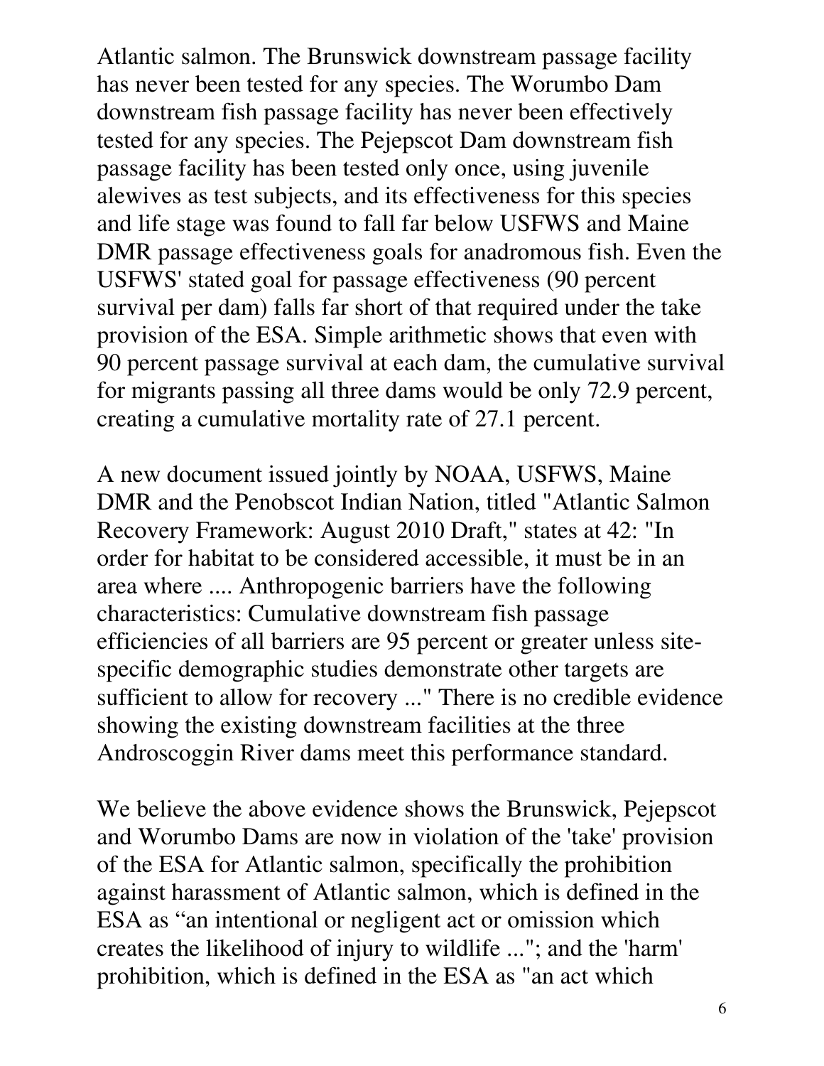Atlantic salmon. The Brunswick downstream passage facility has never been tested for any species. The Worumbo Dam downstream fish passage facility has never been effectively tested for any species. The Pejepscot Dam downstream fish passage facility has been tested only once, using juvenile alewives as test subjects, and its effectiveness for this species and life stage was found to fall far below USFWS and Maine DMR passage effectiveness goals for anadromous fish. Even the USFWS' stated goal for passage effectiveness (90 percent survival per dam) falls far short of that required under the take provision of the ESA. Simple arithmetic shows that even with 90 percent passage survival at each dam, the cumulative survival for migrants passing all three dams would be only 72.9 percent, creating a cumulative mortality rate of 27.1 percent.

A new document issued jointly by NOAA, USFWS, Maine DMR and the Penobscot Indian Nation, titled "Atlantic Salmon Recovery Framework: August 2010 Draft," states at 42: "In order for habitat to be considered accessible, it must be in an area where .... Anthropogenic barriers have the following characteristics: Cumulative downstream fish passage efficiencies of all barriers are 95 percent or greater unless site-specific demographic studies demonstrate other targets are sufficient to allow for recovery ..." There is no credible evidence showing the existing downstream facilities at the three Androscoggin River dams meet this performance standard.

We believe the above evidence shows the Brunswick, Pejepscot and Worumbo Dams are now in violation of the 'take' provision of the ESA for Atlantic salmon, specifically the prohibition against harassment of Atlantic salmon, which is defined in the ESA as "an intentional or negligent act or omission which creates the likelihood of injury to wildlife ..."; and the 'harm' prohibition, which is defined in the ESA as "an act which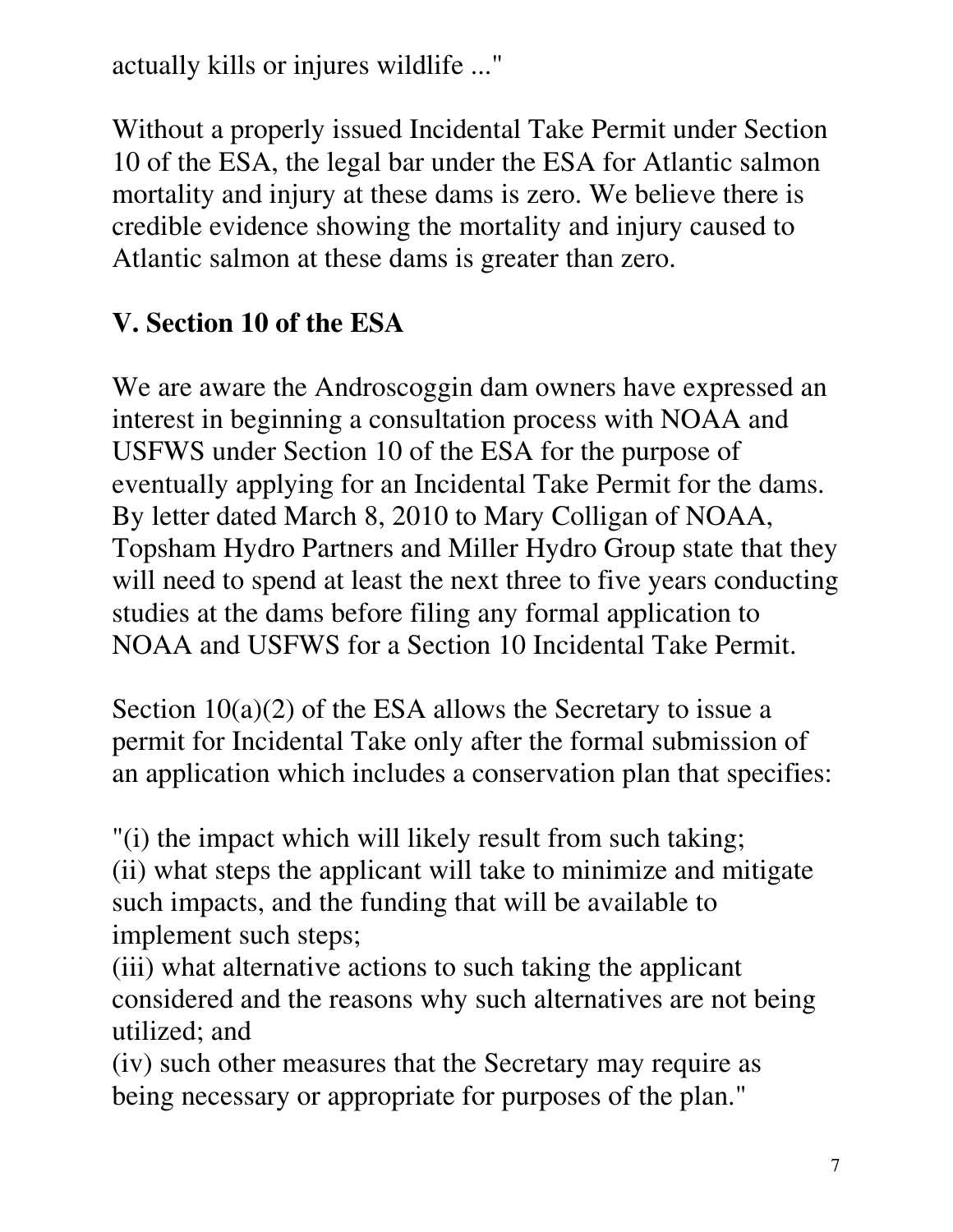actually kills or injures wildlife ..."

Without a properly issued Incidental Take Permit under Section 10 of the ESA, the legal bar under the ESA for Atlantic salmon mortality and injury at these dams is zero. We believe there is credible evidence showing the mortality and injury caused to Atlantic salmon at these dams is greater than zero.

## V. Section 10 of the ESA

We are aware the Androscoggin dam owners have expressed an interest in beginning a consultation process with NOAA and USFWS under Section 10 of the ESA for the purpose of eventually applying for an Incidental Take Permit for the dams. By letter dated March 8, 2010 to Mary Colligan of NOAA, Topsham Hydro Partners and Miller Hydro Group state that they will need to spend at least the next three to five years conducting studies at the dams before filing any formal application to NOAA and USFWS for a Section 10 Incidental Take Permit.

Section 10(a)(2) of the ESA allows the Secretary to issue a permit for Incidental Take only after the formal submission of an application which includes a conservation plan that specifies:

"(i) the impact which will likely result from such taking;
(ii) what steps the applicant will take to minimize and mitigate such impacts, and the funding that will be available to implement such steps;
(iii) what alternative actions to such taking the applicant considered and the reasons why such alternatives are not being utilized; and
(iv) such other measures that the Secretary may require as being necessary or appropriate for purposes of the plan."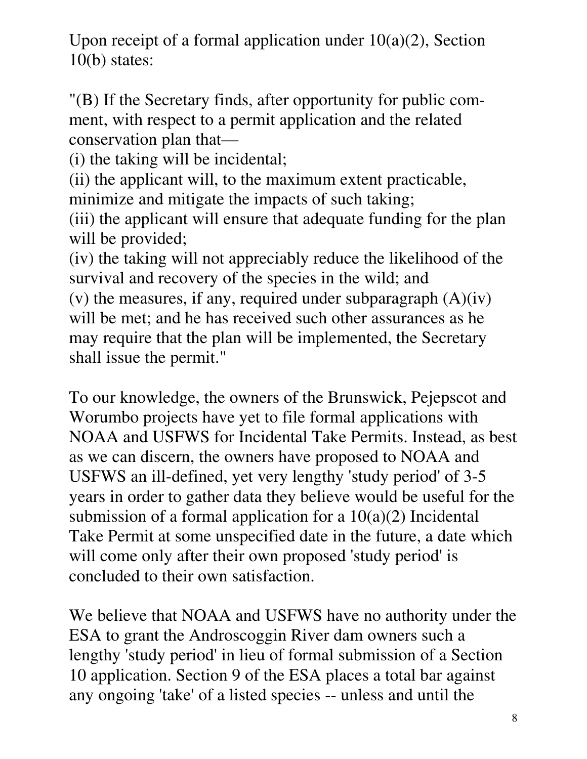Upon receipt of a formal application under 10(a)(2), Section 10(b) states:

"(B) If the Secretary finds, after opportunity for public comment, with respect to a permit application and the related conservation plan that—
(i) the taking will be incidental;
(ii) the applicant will, to the maximum extent practicable, minimize and mitigate the impacts of such taking;
(iii) the applicant will ensure that adequate funding for the plan will be provided;
(iv) the taking will not appreciably reduce the likelihood of the survival and recovery of the species in the wild; and
(v) the measures, if any, required under subparagraph (A)(iv) will be met; and he has received such other assurances as he may require that the plan will be implemented, the Secretary shall issue the permit."

To our knowledge, the owners of the Brunswick, Pejepscot and Worumbo projects have yet to file formal applications with NOAA and USFWS for Incidental Take Permits. Instead, as best as we can discern, the owners have proposed to NOAA and USFWS an ill-defined, yet very lengthy 'study period' of 3-5 years in order to gather data they believe would be useful for the submission of a formal application for a 10(a)(2) Incidental Take Permit at some unspecified date in the future, a date which will come only after their own proposed 'study period' is concluded to their own satisfaction.

We believe that NOAA and USFWS have no authority under the ESA to grant the Androscoggin River dam owners such a lengthy 'study period' in lieu of formal submission of a Section 10 application. Section 9 of the ESA places a total bar against any ongoing 'take' of a listed species -- unless and until the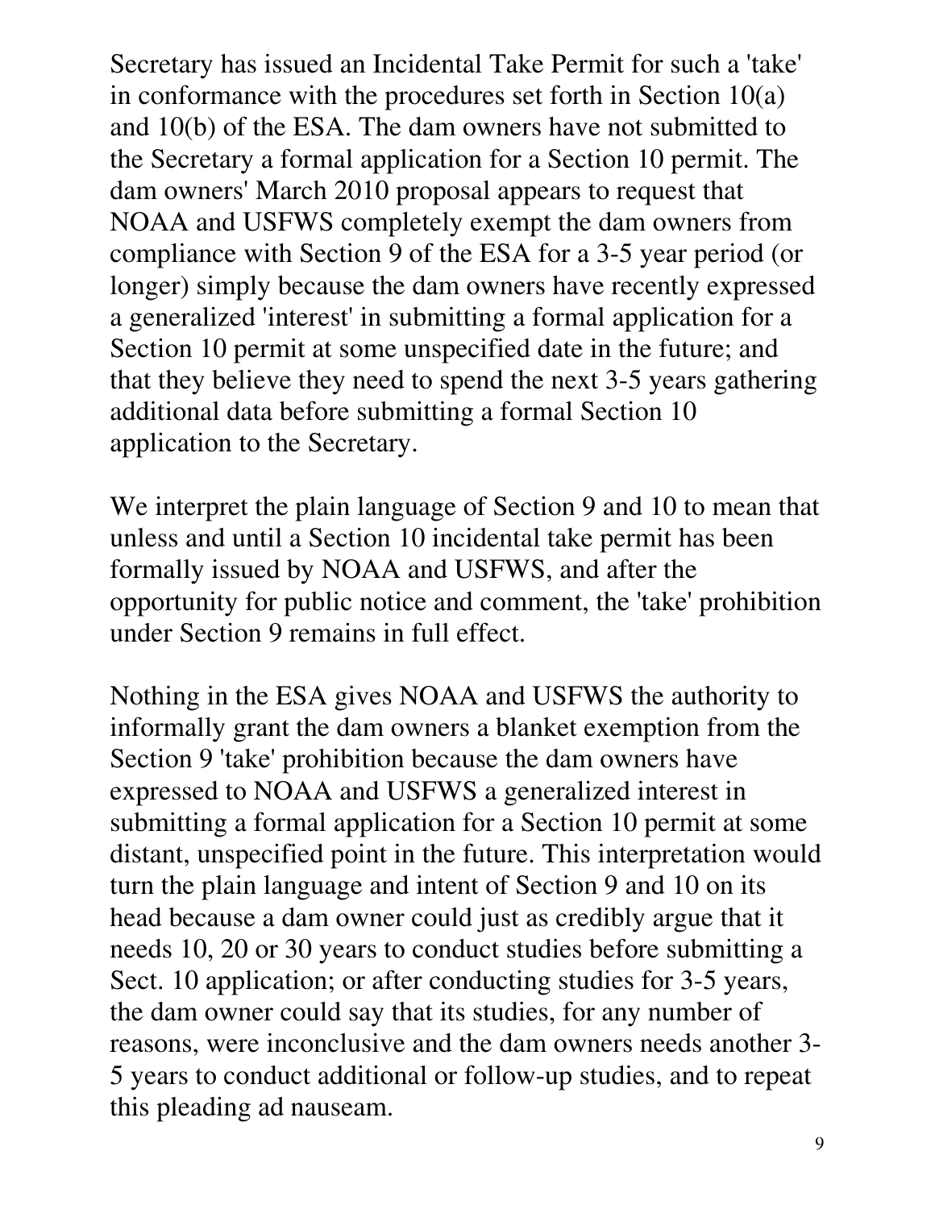Secretary has issued an Incidental Take Permit for such a 'take' in conformance with the procedures set forth in Section 10(a) and 10(b) of the ESA. The dam owners have not submitted to the Secretary a formal application for a Section 10 permit. The dam owners' March 2010 proposal appears to request that NOAA and USFWS completely exempt the dam owners from compliance with Section 9 of the ESA for a 3-5 year period (or longer) simply because the dam owners have recently expressed a generalized 'interest' in submitting a formal application for a Section 10 permit at some unspecified date in the future; and that they believe they need to spend the next 3-5 years gathering additional data before submitting a formal Section 10 application to the Secretary.

We interpret the plain language of Section 9 and 10 to mean that unless and until a Section 10 incidental take permit has been formally issued by NOAA and USFWS, and after the opportunity for public notice and comment, the 'take' prohibition under Section 9 remains in full effect.

Nothing in the ESA gives NOAA and USFWS the authority to informally grant the dam owners a blanket exemption from the Section 9 'take' prohibition because the dam owners have expressed to NOAA and USFWS a generalized interest in submitting a formal application for a Section 10 permit at some distant, unspecified point in the future. This interpretation would turn the plain language and intent of Section 9 and 10 on its head because a dam owner could just as credibly argue that it needs 10, 20 or 30 years to conduct studies before submitting a Sect. 10 application; or after conducting studies for 3-5 years, the dam owner could say that its studies, for any number of reasons, were inconclusive and the dam owners needs another 3-5 years to conduct additional or follow-up studies, and to repeat this pleading ad nauseam.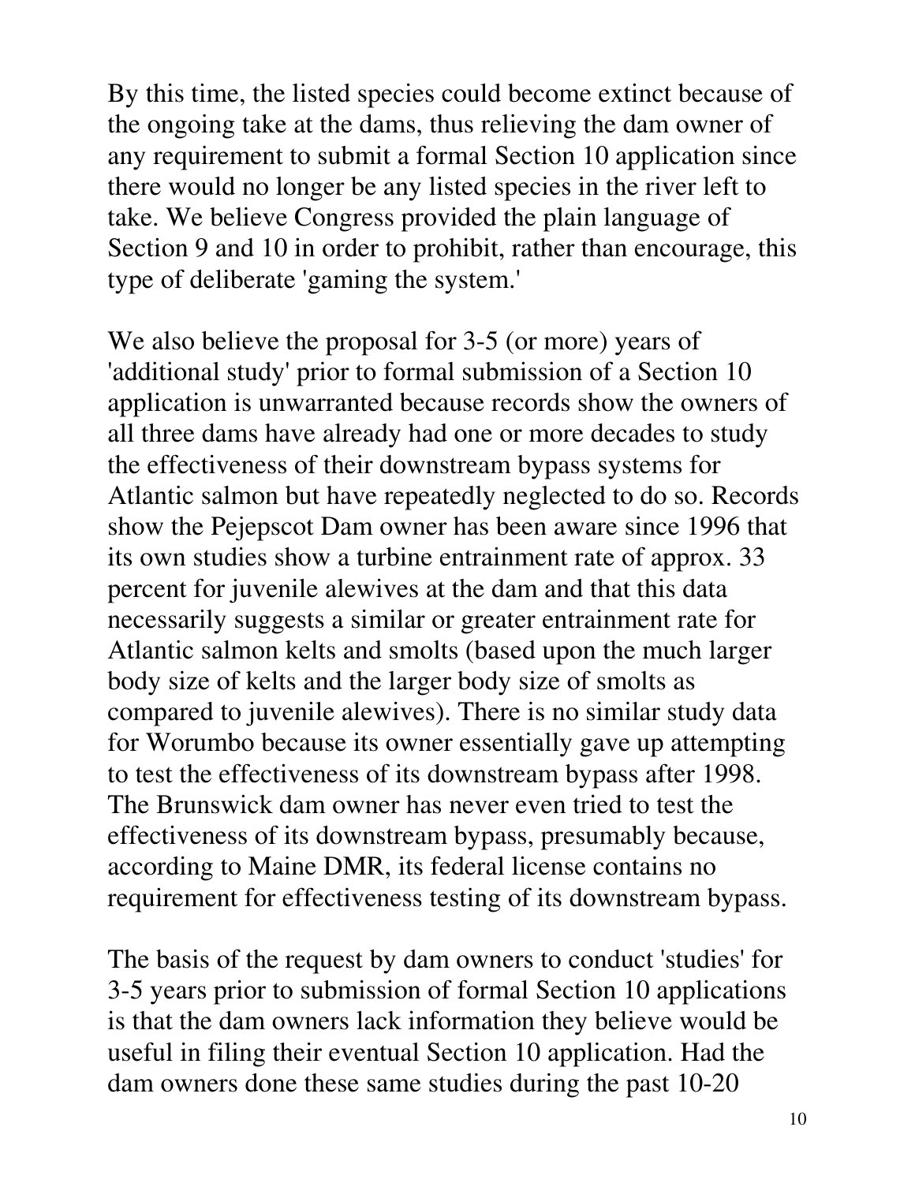By this time, the listed species could become extinct because of the ongoing take at the dams, thus relieving the dam owner of any requirement to submit a formal Section 10 application since there would no longer be any listed species in the river left to take. We believe Congress provided the plain language of Section 9 and 10 in order to prohibit, rather than encourage, this type of deliberate 'gaming the system.'

We also believe the proposal for 3-5 (or more) years of 'additional study' prior to formal submission of a Section 10 application is unwarranted because records show the owners of all three dams have already had one or more decades to study the effectiveness of their downstream bypass systems for Atlantic salmon but have repeatedly neglected to do so. Records show the Pejepscot Dam owner has been aware since 1996 that its own studies show a turbine entrainment rate of approx. 33 percent for juvenile alewives at the dam and that this data necessarily suggests a similar or greater entrainment rate for Atlantic salmon kelts and smolts (based upon the much larger body size of kelts and the larger body size of smolts as compared to juvenile alewives). There is no similar study data for Worumbo because its owner essentially gave up attempting to test the effectiveness of its downstream bypass after 1998. The Brunswick dam owner has never even tried to test the effectiveness of its downstream bypass, presumably because, according to Maine DMR, its federal license contains no requirement for effectiveness testing of its downstream bypass.

The basis of the request by dam owners to conduct 'studies' for 3-5 years prior to submission of formal Section 10 applications is that the dam owners lack information they believe would be useful in filing their eventual Section 10 application. Had the dam owners done these same studies during the past 10-20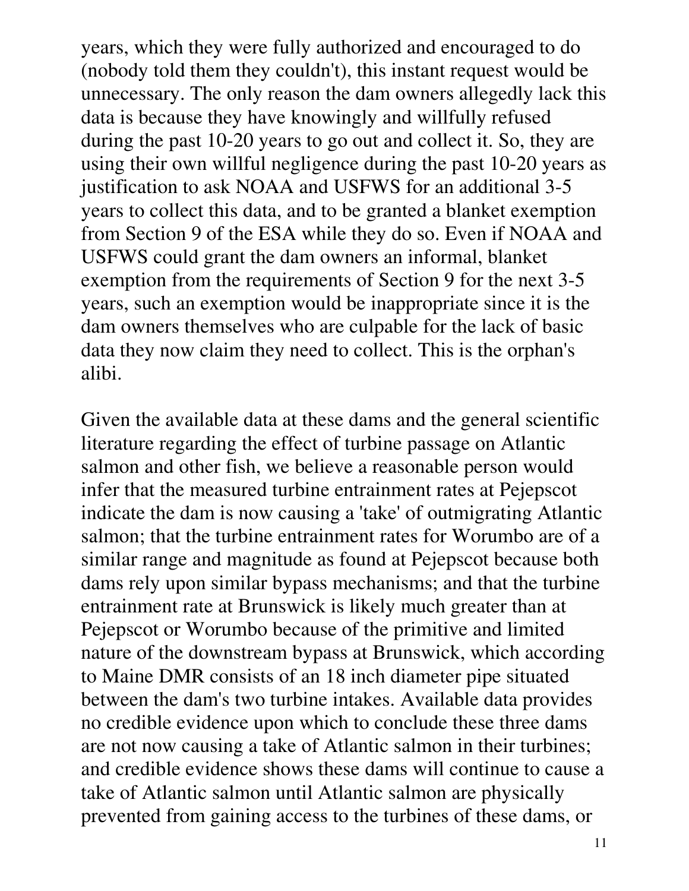years, which they were fully authorized and encouraged to do (nobody told them they couldn't), this instant request would be unnecessary. The only reason the dam owners allegedly lack this data is because they have knowingly and willfully refused during the past 10-20 years to go out and collect it. So, they are using their own willful negligence during the past 10-20 years as justification to ask NOAA and USFWS for an additional 3-5 years to collect this data, and to be granted a blanket exemption from Section 9 of the ESA while they do so. Even if NOAA and USFWS could grant the dam owners an informal, blanket exemption from the requirements of Section 9 for the next 3-5 years, such an exemption would be inappropriate since it is the dam owners themselves who are culpable for the lack of basic data they now claim they need to collect. This is the orphan's alibi.

Given the available data at these dams and the general scientific literature regarding the effect of turbine passage on Atlantic salmon and other fish, we believe a reasonable person would infer that the measured turbine entrainment rates at Pejepscot indicate the dam is now causing a 'take' of outmigrating Atlantic salmon; that the turbine entrainment rates for Worumbo are of a similar range and magnitude as found at Pejepscot because both dams rely upon similar bypass mechanisms; and that the turbine entrainment rate at Brunswick is likely much greater than at Pejepscot or Worumbo because of the primitive and limited nature of the downstream bypass at Brunswick, which according to Maine DMR consists of an 18 inch diameter pipe situated between the dam's two turbine intakes. Available data provides no credible evidence upon which to conclude these three dams are not now causing a take of Atlantic salmon in their turbines; and credible evidence shows these dams will continue to cause a take of Atlantic salmon until Atlantic salmon are physically prevented from gaining access to the turbines of these dams, or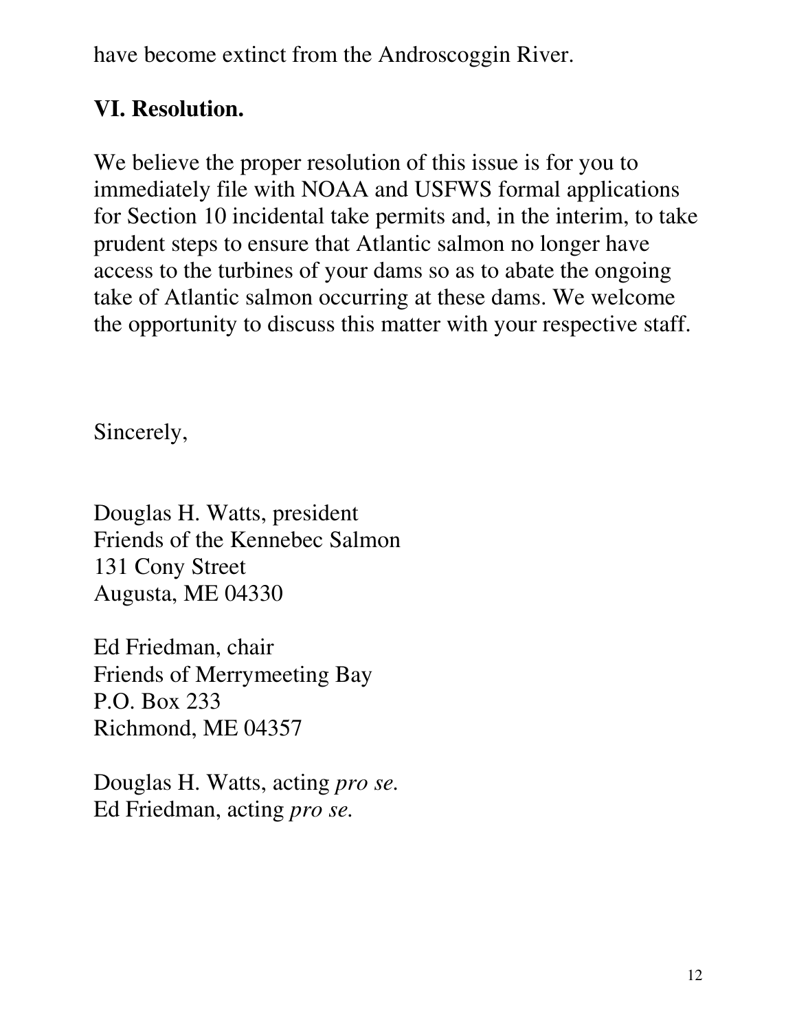have become extinct from the Androscoggin River.

## VI. Resolution.

We believe the proper resolution of this issue is for you to immediately file with NOAA and USFWS formal applications for Section 10 incidental take permits and, in the interim, to take prudent steps to ensure that Atlantic salmon no longer have access to the turbines of your dams so as to abate the ongoing take of Atlantic salmon occurring at these dams. We welcome the opportunity to discuss this matter with your respective staff.

Sincerely,

Douglas H. Watts, president
Friends of the Kennebec Salmon
131 Cony Street
Augusta, ME 04330

Ed Friedman, chair
Friends of Merrymeeting Bay
P.O. Box 233
Richmond, ME 04357

Douglas H. Watts, acting *pro se.*
Ed Friedman, acting *pro se.*